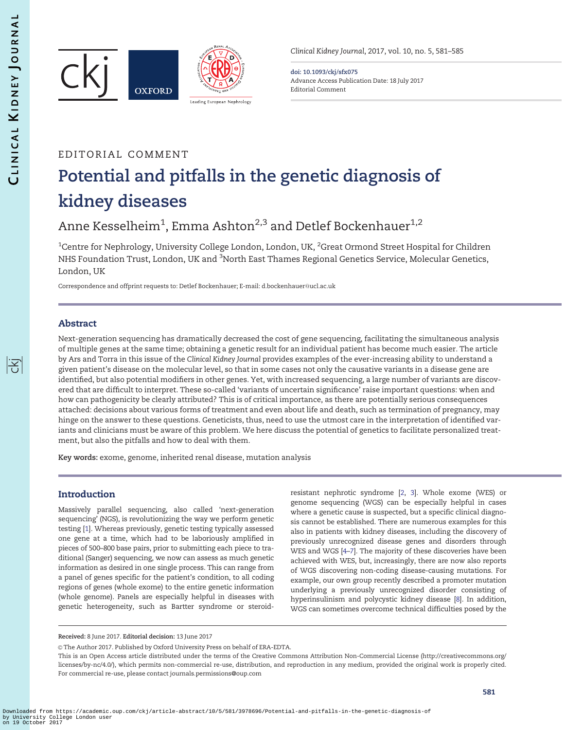EDITORIAL COMMENT

# Potential and pitfalls in the genetic diagnosis of kidney diseases

Anne Kesselheim[1], Emma Ashton[2,3] and Detlef Bockenhauer[1,2]

[1]Centre for Nephrology, University College London, London, UK, [2]Great Ormond Street Hospital for Children NHS Foundation Trust, London, UK and [3]North East Thames Regional Genetics Service, Molecular Genetics, London, UK

Correspondence and offprint requests to: Detlef Bockenhauer; E-mail: d.bockenhauer@ucl.ac.uk

## Abstract

Next-generation sequencing has dramatically decreased the cost of gene sequencing, facilitating the simultaneous analysis of multiple genes at the same time; obtaining a genetic result for an individual patient has become much easier. The article by Ars and Torra in this issue of the *Clinical Kidney Journal* provides examples of the ever-increasing ability to understand a given patient's disease on the molecular level, so that in some cases not only the causative variants in a disease gene are identified, but also potential modifiers in other genes. Yet, with increased sequencing, a large number of variants are discovered that are difficult to interpret. These so-called 'variants of uncertain significance' raise important questions: when and how can pathogenicity be clearly attributed? This is of critical importance, as there are potentially serious consequences attached: decisions about various forms of treatment and even about life and death, such as termination of pregnancy, may hinge on the answer to these questions. Geneticists, thus, need to use the utmost care in the interpretation of identified variants and clinicians must be aware of this problem. We here discuss the potential of genetics to facilitate personalized treatment, but also the pitfalls and how to deal with them.

**Key words:** exome, genome, inherited renal disease, mutation analysis

## Introduction

Massively parallel sequencing, also called 'next-generation sequencing' (NGS), is revolutionizing the way we perform genetic testing [1]. Whereas previously, genetic testing typically assessed one gene at a time, which had to be laboriously amplified in pieces of 500–800 base pairs, prior to submitting each piece to traditional (Sanger) sequencing, we now can assess as much genetic information as desired in one single process. This can range from a panel of genes specific for the patient's condition, to all coding regions of genes (whole exome) to the entire genetic information (whole genome). Panels are especially helpful in diseases with genetic heterogeneity, such as Bartter syndrome or steroid-resistant nephrotic syndrome [2, 3]. Whole exome (WES) or genome sequencing (WGS) can be especially helpful in cases where a genetic cause is suspected, but a specific clinical diagnosis cannot be established. There are numerous examples for this also in patients with kidney diseases, including the discovery of previously unrecognized disease genes and disorders through WES and WGS [4–7]. The majority of these discoveries have been achieved with WES, but, increasingly, there are now also reports of WGS discovering non-coding disease-causing mutations. For example, our own group recently described a promoter mutation underlying a previously unrecognized disorder consisting of hyperinsulinism and polycystic kidney disease [8]. In addition, WGS can sometimes overcome technical difficulties posed by the

**Received:** 8 June 2017. **Editorial decision:** 13 June 2017

© The Author 2017. Published by Oxford University Press on behalf of ERA-EDTA.

This is an Open Access article distributed under the terms of the Creative Commons Attribution Non-Commercial License (http://creativecommons.org/licenses/by-nc/4.0/), which permits non-commercial re-use, distribution, and reproduction in any medium, provided the original work is properly cited. For commercial re-use, please contact journals.permissions@oup.com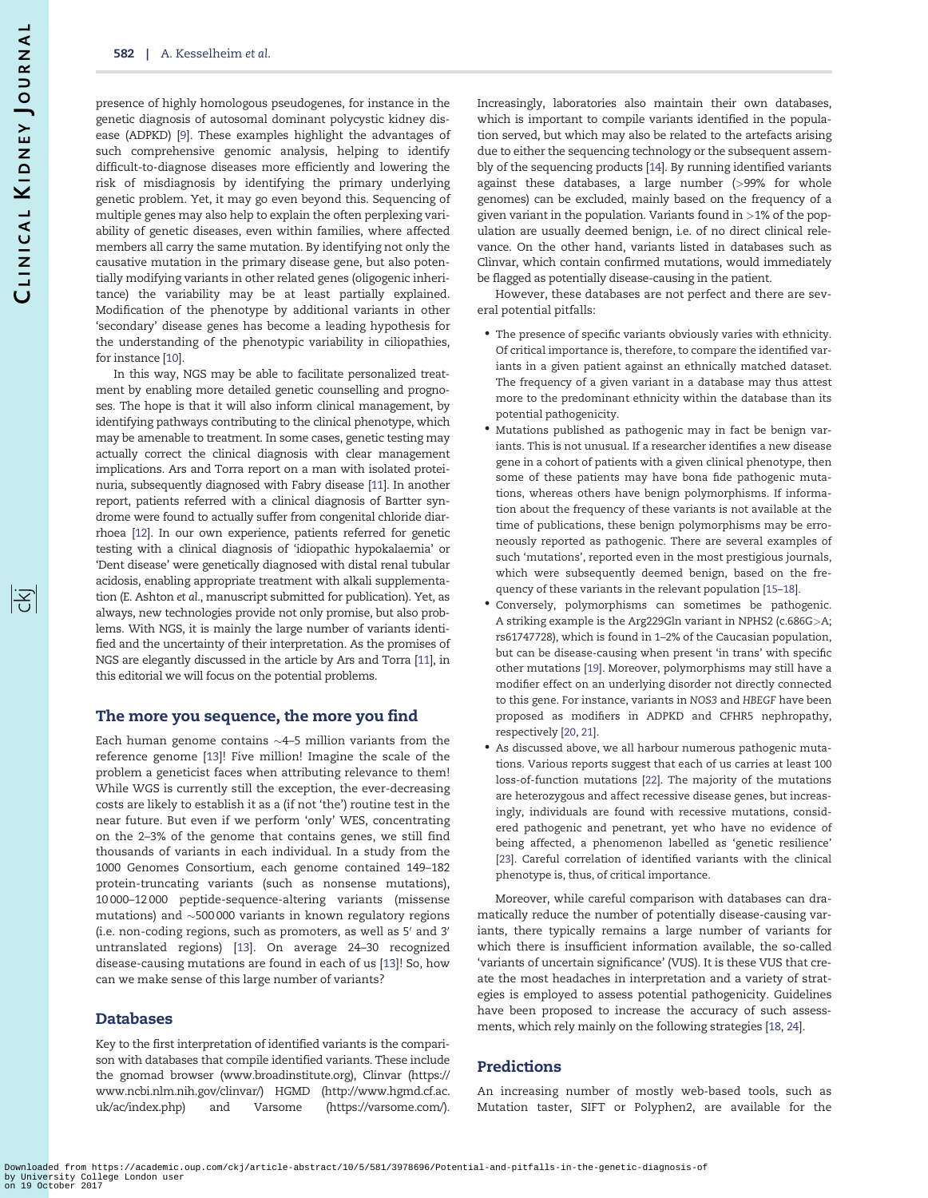presence of highly homologous pseudogenes, for instance in the genetic diagnosis of autosomal dominant polycystic kidney disease (ADPKD) [9]. These examples highlight the advantages of such comprehensive genomic analysis, helping to identify difficult-to-diagnose diseases more efficiently and lowering the risk of misdiagnosis by identifying the primary underlying genetic problem. Yet, it may go even beyond this. Sequencing of multiple genes may also help to explain the often perplexing variability of genetic diseases, even within families, where affected members all carry the same mutation. By identifying not only the causative mutation in the primary disease gene, but also potentially modifying variants in other related genes (oligogenic inheritance) the variability may be at least partially explained. Modification of the phenotype by additional variants in other 'secondary' disease genes has become a leading hypothesis for the understanding of the phenotypic variability in ciliopathies, for instance [10].

In this way, NGS may be able to facilitate personalized treatment by enabling more detailed genetic counselling and prognoses. The hope is that it will also inform clinical management, by identifying pathways contributing to the clinical phenotype, which may be amenable to treatment. In some cases, genetic testing may actually correct the clinical diagnosis with clear management implications. Ars and Torra report on a man with isolated proteinuria, subsequently diagnosed with Fabry disease [11]. In another report, patients referred with a clinical diagnosis of Bartter syndrome were found to actually suffer from congenital chloride diarrhoea [12]. In our own experience, patients referred for genetic testing with a clinical diagnosis of 'idiopathic hypokalaemia' or 'Dent disease' were genetically diagnosed with distal renal tubular acidosis, enabling appropriate treatment with alkali supplementation (E. Ashton *et al.*, manuscript submitted for publication). Yet, as always, new technologies provide not only promise, but also problems. With NGS, it is mainly the large number of variants identified and the uncertainty of their interpretation. As the promises of NGS are elegantly discussed in the article by Ars and Torra [11], in this editorial we will focus on the potential problems.

## The more you sequence, the more you find

Each human genome contains ∼4–5 million variants from the reference genome [13]! Five million! Imagine the scale of the problem a geneticist faces when attributing relevance to them! While WGS is currently still the exception, the ever-decreasing costs are likely to establish it as a (if not 'the') routine test in the near future. But even if we perform 'only' WES, concentrating on the 2–3% of the genome that contains genes, we still find thousands of variants in each individual. In a study from the 1000 Genomes Consortium, each genome contained 149–182 protein-truncating variants (such as nonsense mutations), 10 000–12 000 peptide-sequence-altering variants (missense mutations) and ∼500 000 variants in known regulatory regions (i.e. non-coding regions, such as promoters, as well as 5′ and 3′ untranslated regions) [13]. On average 24–30 recognized disease-causing mutations are found in each of us [13]! So, how can we make sense of this large number of variants?

## Databases

Key to the first interpretation of identified variants is the comparison with databases that compile identified variants. These include the gnomad browser (www.broadinstitute.org), Clinvar (https://www.ncbi.nlm.nih.gov/clinvar/) HGMD (http://www.hgmd.cf.ac.uk/ac/index.php) and Varsome (https://varsome.com/). Increasingly, laboratories also maintain their own databases, which is important to compile variants identified in the population served, but which may also be related to the artefacts arising due to either the sequencing technology or the subsequent assembly of the sequencing products [14]. By running identified variants against these databases, a large number (>99% for whole genomes) can be excluded, mainly based on the frequency of a given variant in the population. Variants found in >1% of the population are usually deemed benign, i.e. of no direct clinical relevance. On the other hand, variants listed in databases such as Clinvar, which contain confirmed mutations, would immediately be flagged as potentially disease-causing in the patient.

However, these databases are not perfect and there are several potential pitfalls:

- The presence of specific variants obviously varies with ethnicity. Of critical importance is, therefore, to compare the identified variants in a given patient against an ethnically matched dataset. The frequency of a given variant in a database may thus attest more to the predominant ethnicity within the database than its potential pathogenicity.
- Mutations published as pathogenic may in fact be benign variants. This is not unusual. If a researcher identifies a new disease gene in a cohort of patients with a given clinical phenotype, then some of these patients may have bona fide pathogenic mutations, whereas others have benign polymorphisms. If information about the frequency of these variants is not available at the time of publications, these benign polymorphisms may be erroneously reported as pathogenic. There are several examples of such 'mutations', reported even in the most prestigious journals, which were subsequently deemed benign, based on the frequency of these variants in the relevant population [15–18].
- Conversely, polymorphisms can sometimes be pathogenic. A striking example is the Arg229Gln variant in NPHS2 (c.686G>A; rs61747728), which is found in 1–2% of the Caucasian population, but can be disease-causing when present 'in trans' with specific other mutations [19]. Moreover, polymorphisms may still have a modifier effect on an underlying disorder not directly connected to this gene. For instance, variants in *NOS3* and *HBEGF* have been proposed as modifiers in ADPKD and CFHR5 nephropathy, respectively [20, 21].
- As discussed above, we all harbour numerous pathogenic mutations. Various reports suggest that each of us carries at least 100 loss-of-function mutations [22]. The majority of the mutations are heterozygous and affect recessive disease genes, but increasingly, individuals are found with recessive mutations, considered pathogenic and penetrant, yet who have no evidence of being affected, a phenomenon labelled as 'genetic resilience' [23]. Careful correlation of identified variants with the clinical phenotype is, thus, of critical importance.

Moreover, while careful comparison with databases can dramatically reduce the number of potentially disease-causing variants, there typically remains a large number of variants for which there is insufficient information available, the so-called 'variants of uncertain significance' (VUS). It is these VUS that create the most headaches in interpretation and a variety of strategies is employed to assess potential pathogenicity. Guidelines have been proposed to increase the accuracy of such assessments, which rely mainly on the following strategies [18, 24].

## Predictions

An increasing number of mostly web-based tools, such as Mutation taster, SIFT or Polyphen2, are available for the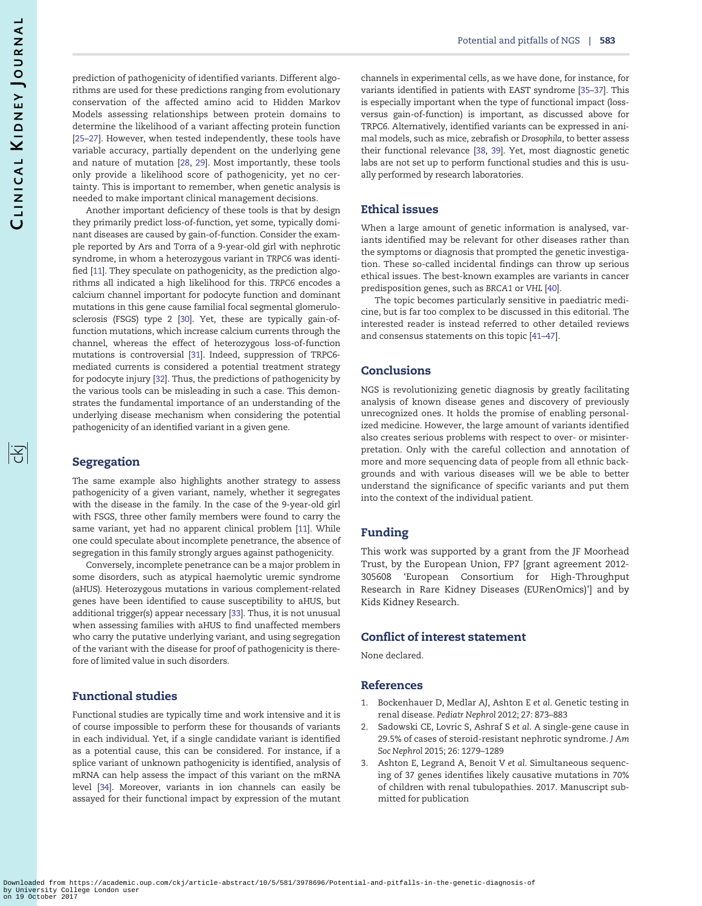prediction of pathogenicity of identified variants. Different algorithms are used for these predictions ranging from evolutionary conservation of the affected amino acid to Hidden Markov Models assessing relationships between protein domains to determine the likelihood of a variant affecting protein function [25–27]. However, when tested independently, these tools have variable accuracy, partially dependent on the underlying gene and nature of mutation [28, 29]. Most importantly, these tools only provide a likelihood score of pathogenicity, yet no certainty. This is important to remember, when genetic analysis is needed to make important clinical management decisions.

Another important deficiency of these tools is that by design they primarily predict loss-of-function, yet some, typically dominant diseases are caused by gain-of-function. Consider the example reported by Ars and Torra of a 9-year-old girl with nephrotic syndrome, in whom a heterozygous variant in *TRPC6* was identified [11]. They speculate on pathogenicity, as the prediction algorithms all indicated a high likelihood for this. *TRPC6* encodes a calcium channel important for podocyte function and dominant mutations in this gene cause familial focal segmental glomerulosclerosis (FSGS) type 2 [30]. Yet, these are typically gain-of-function mutations, which increase calcium currents through the channel, whereas the effect of heterozygous loss-of-function mutations is controversial [31]. Indeed, suppression of TRPC6-mediated currents is considered a potential treatment strategy for podocyte injury [32]. Thus, the predictions of pathogenicity by the various tools can be misleading in such a case. This demonstrates the fundamental importance of an understanding of the underlying disease mechanism when considering the potential pathogenicity of an identified variant in a given gene.

## Segregation

The same example also highlights another strategy to assess pathogenicity of a given variant, namely, whether it segregates with the disease in the family. In the case of the 9-year-old girl with FSGS, three other family members were found to carry the same variant, yet had no apparent clinical problem [11]. While one could speculate about incomplete penetrance, the absence of segregation in this family strongly argues against pathogenicity.

Conversely, incomplete penetrance can be a major problem in some disorders, such as atypical haemolytic uremic syndrome (aHUS). Heterozygous mutations in various complement-related genes have been identified to cause susceptibility to aHUS, but additional trigger(s) appear necessary [33]. Thus, it is not unusual when assessing families with aHUS to find unaffected members who carry the putative underlying variant, and using segregation of the variant with the disease for proof of pathogenicity is therefore of limited value in such disorders.

## Functional studies

Functional studies are typically time and work intensive and it is of course impossible to perform these for thousands of variants in each individual. Yet, if a single candidate variant is identified as a potential cause, this can be considered. For instance, if a splice variant of unknown pathogenicity is identified, analysis of mRNA can help assess the impact of this variant on the mRNA level [34]. Moreover, variants in ion channels can easily be assayed for their functional impact by expression of the mutant channels in experimental cells, as we have done, for instance, for variants identified in patients with EAST syndrome [35–37]. This is especially important when the type of functional impact (loss- versus gain-of-function) is important, as discussed above for TRPC6. Alternatively, identified variants can be expressed in animal models, such as mice, zebrafish or *Drosophila*, to better assess their functional relevance [38, 39]. Yet, most diagnostic genetic labs are not set up to perform functional studies and this is usually performed by research laboratories.

## Ethical issues

When a large amount of genetic information is analysed, variants identified may be relevant for other diseases rather than the symptoms or diagnosis that prompted the genetic investigation. These so-called incidental findings can throw up serious ethical issues. The best-known examples are variants in cancer predisposition genes, such as *BRCA1* or *VHL* [40].

The topic becomes particularly sensitive in paediatric medicine, but is far too complex to be discussed in this editorial. The interested reader is instead referred to other detailed reviews and consensus statements on this topic [41–47].

## Conclusions

NGS is revolutionizing genetic diagnosis by greatly facilitating analysis of known disease genes and discovery of previously unrecognized ones. It holds the promise of enabling personalized medicine. However, the large amount of variants identified also creates serious problems with respect to over- or misinterpretation. Only with the careful collection and annotation of more and more sequencing data of people from all ethnic backgrounds and with various diseases will we be able to better understand the significance of specific variants and put them into the context of the individual patient.

## Funding

This work was supported by a grant from the JF Moorhead Trust, by the European Union, FP7 [grant agreement 2012-305608 'European Consortium for High-Throughput Research in Rare Kidney Diseases (EURenOmics)'] and by Kids Kidney Research.

## Conflict of interest statement

None declared.

## References

1. Bockenhauer D, Medlar AJ, Ashton E *et al.* Genetic testing in renal disease. *Pediatr Nephrol* 2012; 27: 873–883
2. Sadowski CE, Lovric S, Ashraf S *et al.* A single-gene cause in 29.5% of cases of steroid-resistant nephrotic syndrome. *J Am Soc Nephrol* 2015; 26: 1279–1289
3. Ashton E, Legrand A, Benoit V *et al.* Simultaneous sequencing of 37 genes identifies likely causative mutations in 70% of children with renal tubulopathies. 2017. Manuscript submitted for publication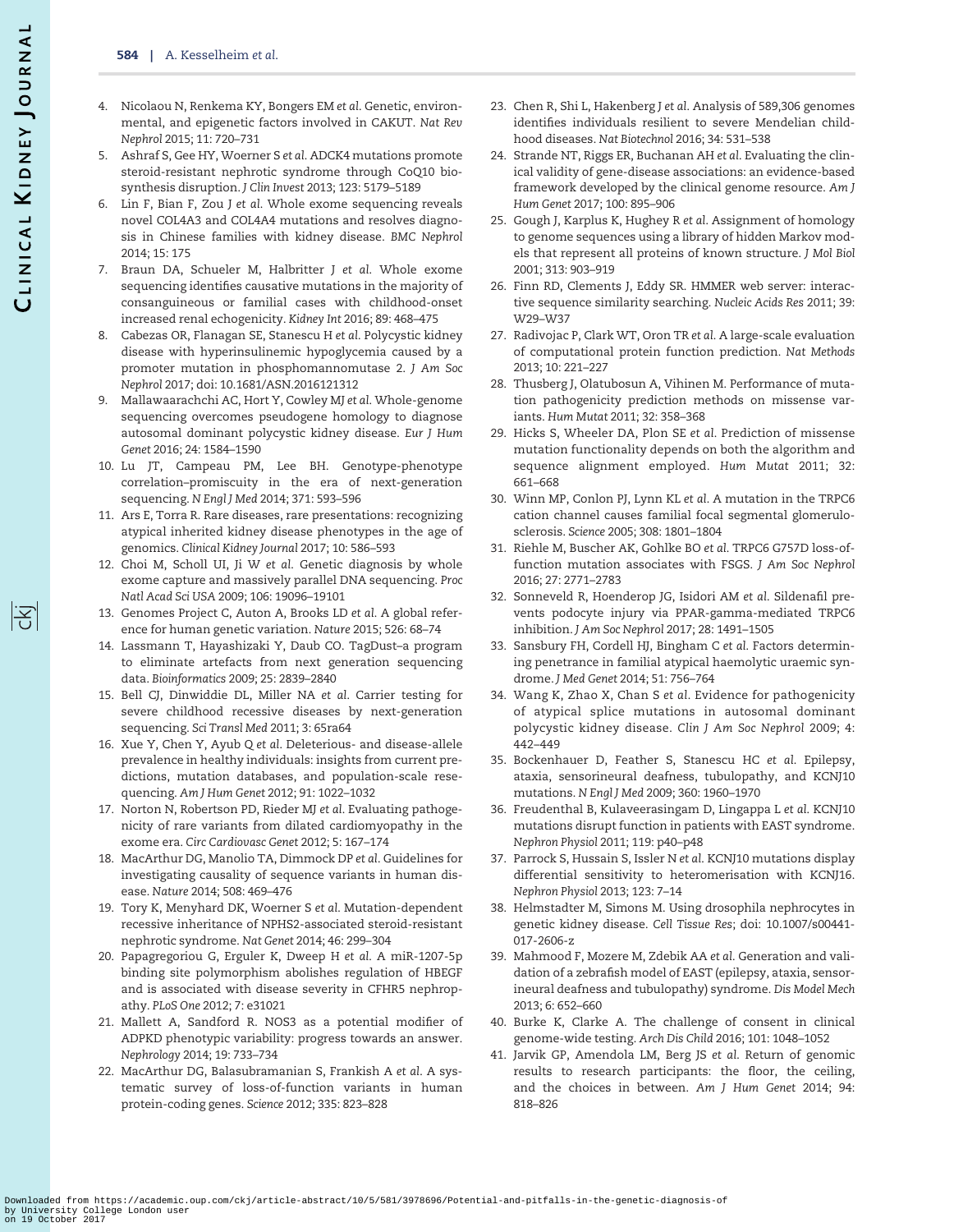4. Nicolaou N, Renkema KY, Bongers EM *et al.* Genetic, environmental, and epigenetic factors involved in CAKUT. *Nat Rev Nephrol* 2015; 11: 720–731
5. Ashraf S, Gee HY, Woerner S *et al.* ADCK4 mutations promote steroid-resistant nephrotic syndrome through CoQ10 biosynthesis disruption. *J Clin Invest* 2013; 123: 5179–5189
6. Lin F, Bian F, Zou J *et al.* Whole exome sequencing reveals novel COL4A3 and COL4A4 mutations and resolves diagnosis in Chinese families with kidney disease. *BMC Nephrol* 2014; 15: 175
7. Braun DA, Schueler M, Halbritter J *et al.* Whole exome sequencing identifies causative mutations in the majority of consanguineous or familial cases with childhood-onset increased renal echogenicity. *Kidney Int* 2016; 89: 468–475
8. Cabezas OR, Flanagan SE, Stanescu H *et al.* Polycystic kidney disease with hyperinsulinemic hypoglycemia caused by a promoter mutation in phosphomannomutase 2. *J Am Soc Nephrol* 2017; doi: 10.1681/ASN.2016121312
9. Mallawaarachchi AC, Hort Y, Cowley MJ *et al.* Whole-genome sequencing overcomes pseudogene homology to diagnose autosomal dominant polycystic kidney disease. *Eur J Hum Genet* 2016; 24: 1584–1590
10. Lu JT, Campeau PM, Lee BH. Genotype-phenotype correlation–promiscuity in the era of next-generation sequencing. *N Engl J Med* 2014; 371: 593–596
11. Ars E, Torra R. Rare diseases, rare presentations: recognizing atypical inherited kidney disease phenotypes in the age of genomics. *Clinical Kidney Journal* 2017; 10: 586–593
12. Choi M, Scholl UI, Ji W *et al.* Genetic diagnosis by whole exome capture and massively parallel DNA sequencing. *Proc Natl Acad Sci USA* 2009; 106: 19096–19101
13. Genomes Project C, Auton A, Brooks LD *et al.* A global reference for human genetic variation. *Nature* 2015; 526: 68–74
14. Lassmann T, Hayashizaki Y, Daub CO. TagDust–a program to eliminate artefacts from next generation sequencing data. *Bioinformatics* 2009; 25: 2839–2840
15. Bell CJ, Dinwiddie DL, Miller NA *et al.* Carrier testing for severe childhood recessive diseases by next-generation sequencing. *Sci Transl Med* 2011; 3: 65ra64
16. Xue Y, Chen Y, Ayub Q *et al.* Deleterious- and disease-allele prevalence in healthy individuals: insights from current predictions, mutation databases, and population-scale resequencing. *Am J Hum Genet* 2012; 91: 1022–1032
17. Norton N, Robertson PD, Rieder MJ *et al.* Evaluating pathogenicity of rare variants from dilated cardiomyopathy in the exome era. *Circ Cardiovasc Genet* 2012; 5: 167–174
18. MacArthur DG, Manolio TA, Dimmock DP *et al.* Guidelines for investigating causality of sequence variants in human disease. *Nature* 2014; 508: 469–476
19. Tory K, Menyhard DK, Woerner S *et al.* Mutation-dependent recessive inheritance of NPHS2-associated steroid-resistant nephrotic syndrome. *Nat Genet* 2014; 46: 299–304
20. Papagregoriou G, Erguler K, Dweep H *et al.* A miR-1207-5p binding site polymorphism abolishes regulation of HBEGF and is associated with disease severity in CFHR5 nephropathy. *PLoS One* 2012; 7: e31021
21. Mallett A, Sandford R. NOS3 as a potential modifier of ADPKD phenotypic variability: progress towards an answer. *Nephrology* 2014; 19: 733–734
22. MacArthur DG, Balasubramanian S, Frankish A *et al.* A systematic survey of loss-of-function variants in human protein-coding genes. *Science* 2012; 335: 823–828
23. Chen R, Shi L, Hakenberg J *et al.* Analysis of 589,306 genomes identifies individuals resilient to severe Mendelian childhood diseases. *Nat Biotechnol* 2016; 34: 531–538
24. Strande NT, Riggs ER, Buchanan AH *et al.* Evaluating the clinical validity of gene-disease associations: an evidence-based framework developed by the clinical genome resource. *Am J Hum Genet* 2017; 100: 895–906
25. Gough J, Karplus K, Hughey R *et al.* Assignment of homology to genome sequences using a library of hidden Markov models that represent all proteins of known structure. *J Mol Biol* 2001; 313: 903–919
26. Finn RD, Clements J, Eddy SR. HMMER web server: interactive sequence similarity searching. *Nucleic Acids Res* 2011; 39: W29–W37
27. Radivojac P, Clark WT, Oron TR *et al.* A large-scale evaluation of computational protein function prediction. *Nat Methods* 2013; 10: 221–227
28. Thusberg J, Olatubosun A, Vihinen M. Performance of mutation pathogenicity prediction methods on missense variants. *Hum Mutat* 2011; 32: 358–368
29. Hicks S, Wheeler DA, Plon SE *et al.* Prediction of missense mutation functionality depends on both the algorithm and sequence alignment employed. *Hum Mutat* 2011; 32: 661–668
30. Winn MP, Conlon PJ, Lynn KL *et al.* A mutation in the TRPC6 cation channel causes familial focal segmental glomerulosclerosis. *Science* 2005; 308: 1801–1804
31. Riehle M, Buscher AK, Gohlke BO *et al.* TRPC6 G757D loss-of-function mutation associates with FSGS. *J Am Soc Nephrol* 2016; 27: 2771–2783
32. Sonneveld R, Hoenderop JG, Isidori AM *et al.* Sildenafil prevents podocyte injury via PPAR-gamma-mediated TRPC6 inhibition. *J Am Soc Nephrol* 2017; 28: 1491–1505
33. Sansbury FH, Cordell HJ, Bingham C *et al.* Factors determining penetrance in familial atypical haemolytic uraemic syndrome. *J Med Genet* 2014; 51: 756–764
34. Wang K, Zhao X, Chan S *et al.* Evidence for pathogenicity of atypical splice mutations in autosomal dominant polycystic kidney disease. *Clin J Am Soc Nephrol* 2009; 4: 442–449
35. Bockenhauer D, Feather S, Stanescu HC *et al.* Epilepsy, ataxia, sensorineural deafness, tubulopathy, and KCNJ10 mutations. *N Engl J Med* 2009; 360: 1960–1970
36. Freudenthal B, Kulaveerasingam D, Lingappa L *et al.* KCNJ10 mutations disrupt function in patients with EAST syndrome. *Nephron Physiol* 2011; 119: p40–p48
37. Parrock S, Hussain S, Issler N *et al.* KCNJ10 mutations display differential sensitivity to heteromerisation with KCNJ16. *Nephron Physiol* 2013; 123: 7–14
38. Helmstadter M, Simons M. Using drosophila nephrocytes in genetic kidney disease. *Cell Tissue Res*; doi: 10.1007/s00441-017-2606-z
39. Mahmood F, Mozere M, Zdebik AA *et al.* Generation and validation of a zebrafish model of EAST (epilepsy, ataxia, sensorineural deafness and tubulopathy) syndrome. *Dis Model Mech* 2013; 6: 652–660
40. Burke K, Clarke A. The challenge of consent in clinical genome-wide testing. *Arch Dis Child* 2016; 101: 1048–1052
41. Jarvik GP, Amendola LM, Berg JS *et al.* Return of genomic results to research participants: the floor, the ceiling, and the choices in between. *Am J Hum Genet* 2014; 94: 818–826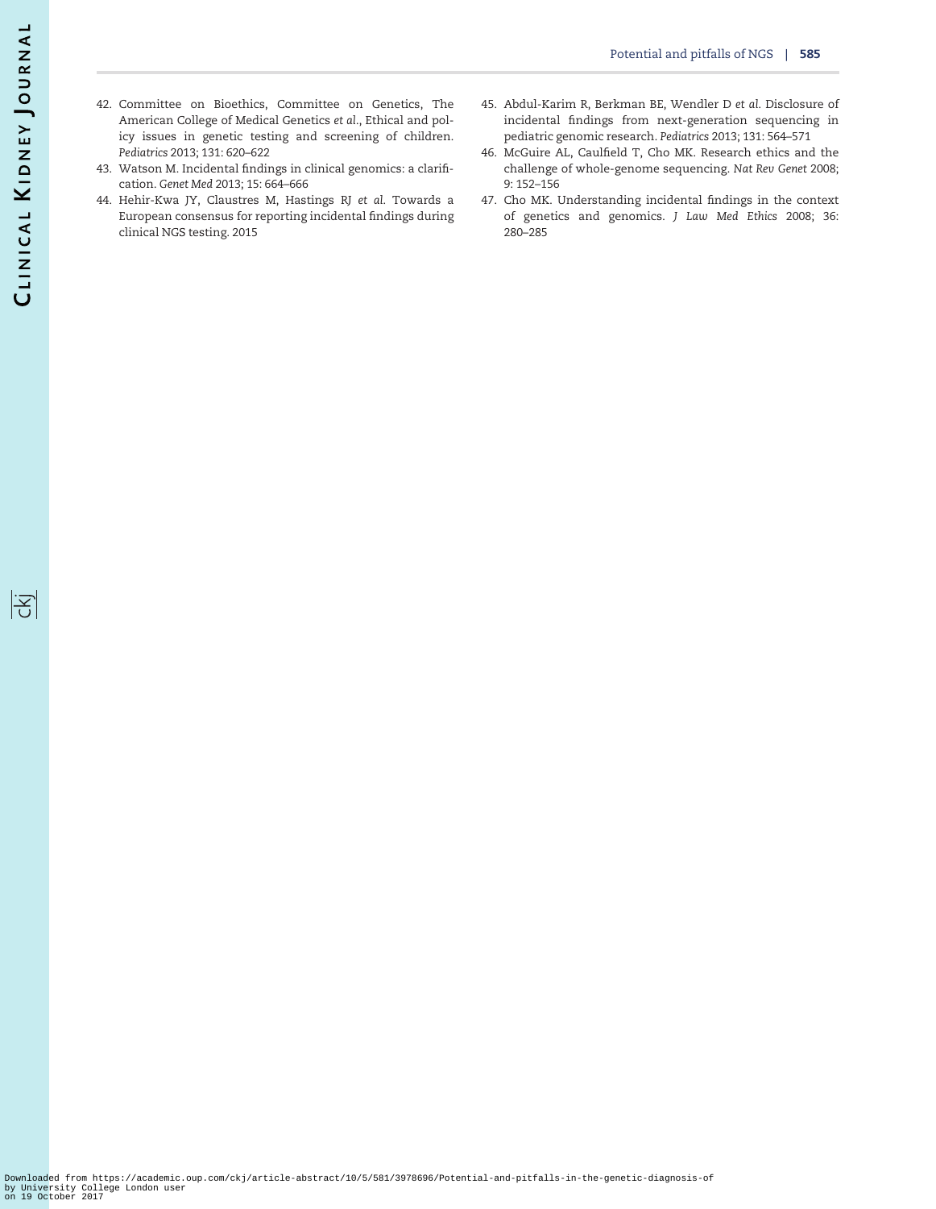42. Committee on Bioethics, Committee on Genetics, The American College of Medical Genetics *et al*., Ethical and policy issues in genetic testing and screening of children. *Pediatrics* 2013; 131: 620–622
43. Watson M. Incidental findings in clinical genomics: a clarification. *Genet Med* 2013; 15: 664–666
44. Hehir-Kwa JY, Claustres M, Hastings RJ *et al*. Towards a European consensus for reporting incidental findings during clinical NGS testing. 2015
45. Abdul-Karim R, Berkman BE, Wendler D *et al*. Disclosure of incidental findings from next-generation sequencing in pediatric genomic research. *Pediatrics* 2013; 131: 564–571
46. McGuire AL, Caulfield T, Cho MK. Research ethics and the challenge of whole-genome sequencing. *Nat Rev Genet* 2008; 9: 152–156
47. Cho MK. Understanding incidental findings in the context of genetics and genomics. *J Law Med Ethics* 2008; 36: 280–285